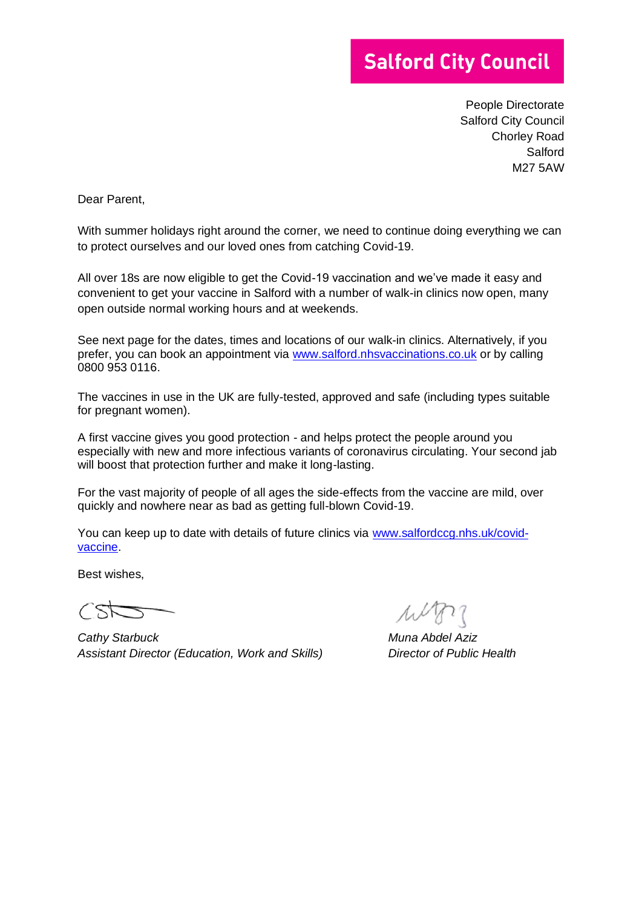**Salford City Council**

People Directorate
Salford City Council
Chorley Road
Salford
M27 5AW

Dear Parent,

With summer holidays right around the corner, we need to continue doing everything we can to protect ourselves and our loved ones from catching Covid-19.

All over 18s are now eligible to get the Covid-19 vaccination and we've made it easy and convenient to get your vaccine in Salford with a number of walk-in clinics now open, many open outside normal working hours and at weekends.

See next page for the dates, times and locations of our walk-in clinics. Alternatively, if you prefer, you can book an appointment via [www.salford.nhsvaccinations.co.uk](http://www.salford.nhsvaccinations.co.uk) or by calling 0800 953 0116.

The vaccines in use in the UK are fully-tested, approved and safe (including types suitable for pregnant women).

A first vaccine gives you good protection - and helps protect the people around you especially with new and more infectious variants of coronavirus circulating. Your second jab will boost that protection further and make it long-lasting.

For the vast majority of people of all ages the side-effects from the vaccine are mild, over quickly and nowhere near as bad as getting full-blown Covid-19.

You can keep up to date with details of future clinics via [www.salfordccg.nhs.uk/covid-vaccine](http://www.salfordccg.nhs.uk/covid-vaccine).

Best wishes,

*Cathy Starbuck*
*Assistant Director (Education, Work and Skills)*

*Muna Abdel Aziz*
*Director of Public Health*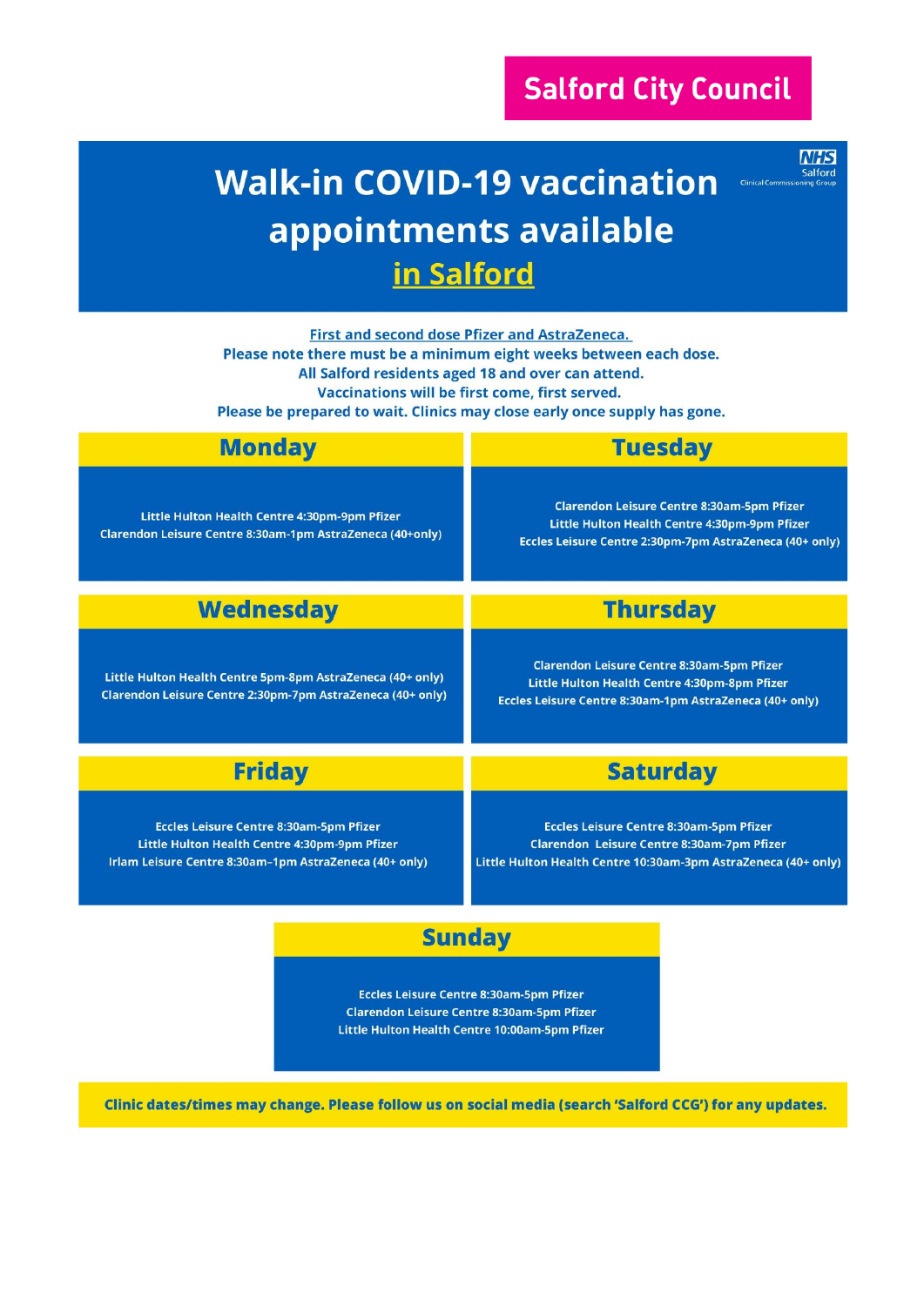Salford City Council

NHS Salford Clinical Commissioning Group

# Walk-in COVID-19 vaccination appointments available in Salford

First and second dose Pfizer and AstraZeneca.

**Please note there must be a minimum eight weeks between each dose.**

**All Salford residents aged 18 and over can attend.**

**Vaccinations will be first come, first served.**

**Please be prepared to wait. Clinics may close early once supply has gone.**

## Monday

Little Hulton Health Centre 4:30pm-9pm Pfizer

Clarendon Leisure Centre 8:30am-1pm AstraZeneca (40+only)

## Tuesday

Clarendon Leisure Centre 8:30am-5pm Pfizer

Little Hulton Health Centre 4:30pm-9pm Pfizer

Eccles Leisure Centre 2:30pm-7pm AstraZeneca (40+ only)

## Wednesday

Little Hulton Health Centre 5pm-8pm AstraZeneca (40+ only)

Clarendon Leisure Centre 2:30pm-7pm AstraZeneca (40+ only)

## Thursday

Clarendon Leisure Centre 8:30am-5pm Pfizer

Little Hulton Health Centre 4:30pm-8pm Pfizer

Eccles Leisure Centre 8:30am-1pm AstraZeneca (40+ only)

## Friday

Eccles Leisure Centre 8:30am-5pm Pfizer

Little Hulton Health Centre 4:30pm-9pm Pfizer

Irlam Leisure Centre 8:30am-1pm AstraZeneca (40+ only)

## Saturday

Eccles Leisure Centre 8:30am-5pm Pfizer

Clarendon Leisure Centre 8:30am-7pm Pfizer

Little Hulton Health Centre 10:30am-3pm AstraZeneca (40+ only)

## Sunday

Eccles Leisure Centre 8:30am-5pm Pfizer

Clarendon Leisure Centre 8:30am-5pm Pfizer

Little Hulton Health Centre 10:00am-5pm Pfizer

**Clinic dates/times may change. Please follow us on social media (search 'Salford CCG') for any updates.**